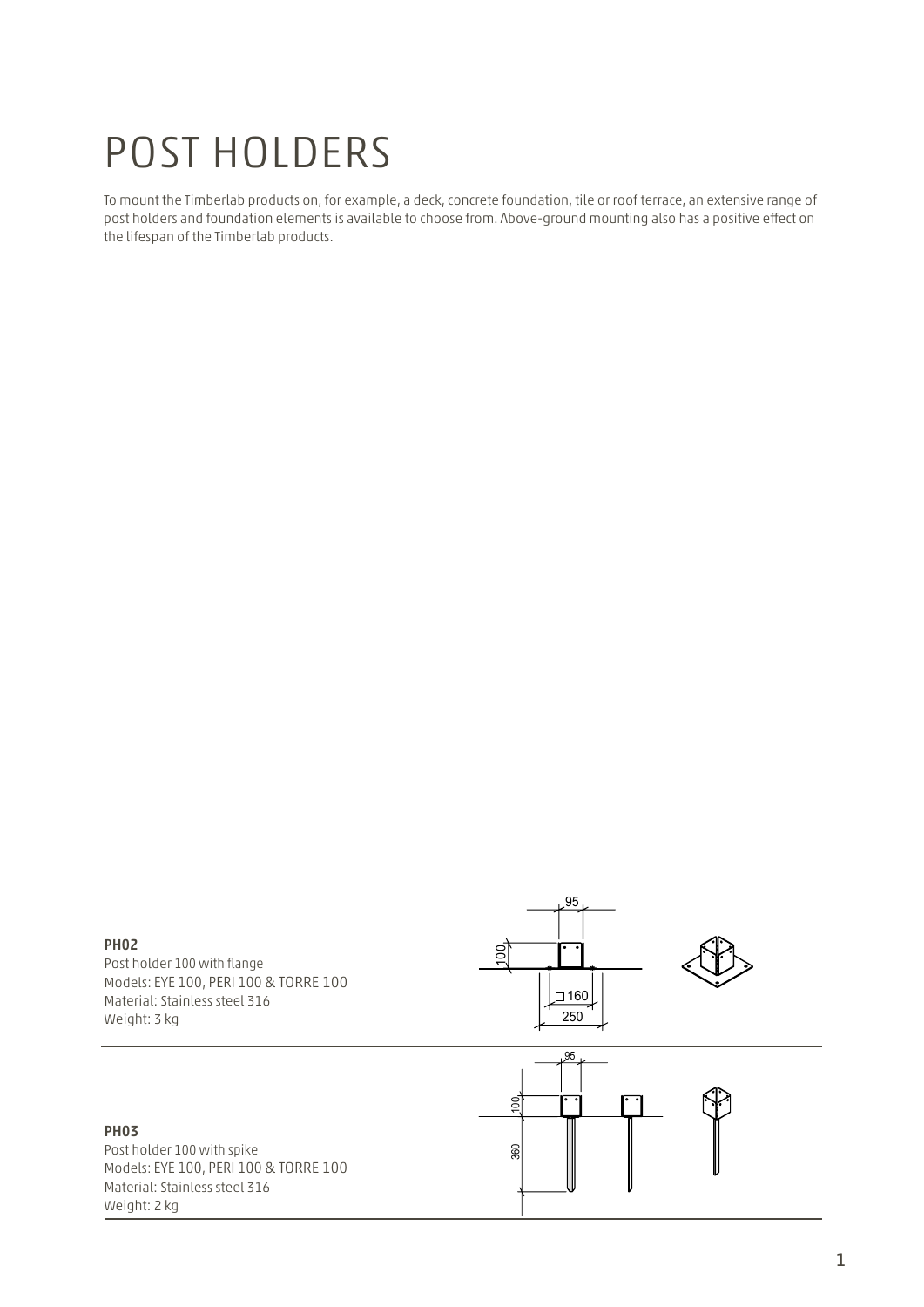# POST HOLDERS

To mount the Timberlab products on, for example, a deck, concrete foundation, tile or roof terrace, an extensive range of post holders and foundation elements is available to choose from. Above-ground mounting also has a positive effect on the lifespan of the Timberlab products.

**PH02**
Post holder 100 with flange
Models: EYE 100, PERI 100 & TORRE 100
Material: Stainless steel 316
Weight: 3 kg

**PH03**
Post holder 100 with spike
Models: EYE 100, PERI 100 & TORRE 100
Material: Stainless steel 316
Weight: 2 kg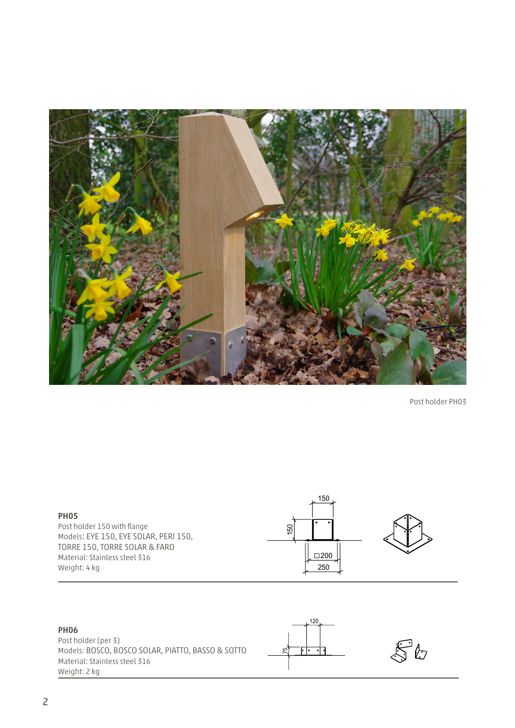Post holder PH03

**PH05**
Post holder 150 with flange
Models: EYE 150, EYE SOLAR, PERI 150, TORRE 150, TORRE SOLAR & FARO
Material: Stainless steel 316
Weight: 4 kg

**PH06**
Post holder (per 3)
Models: BOSCO, BOSCO SOLAR, PIATTO, BASSO & SOTTO
Material: Stainless steel 316
Weight: 2 kg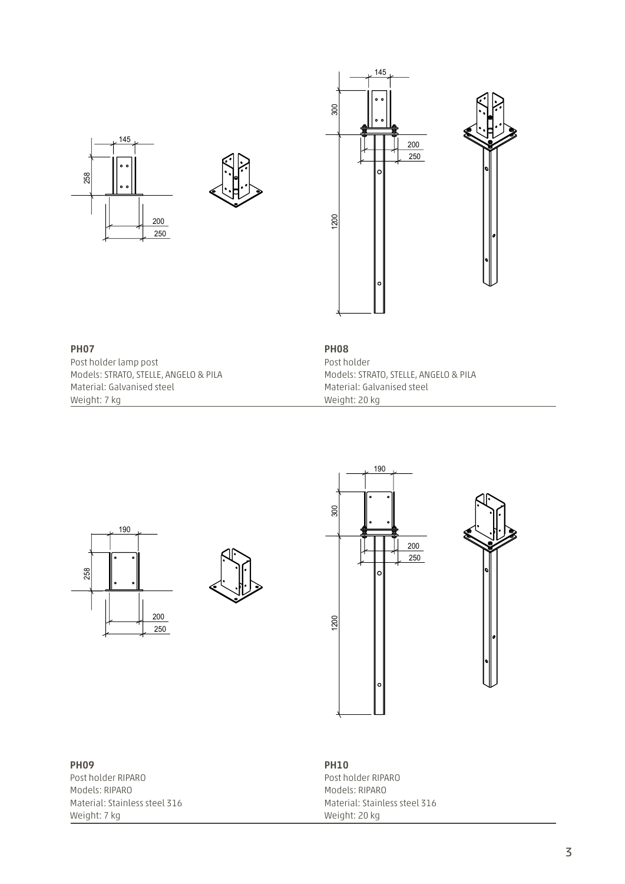145

258

200

250

145

300

200

250

1200

**PH07**
Post holder lamp post
Models: STRATO, STELLE, ANGELO & PILA
Material: Galvanised steel
Weight: 7 kg

**PH08**
Post holder
Models: STRATO, STELLE, ANGELO & PILA
Material: Galvanised steel
Weight: 20 kg

190

258

200

250

190

300

200

250

1200

**PH09**
Post holder RIPARO
Models: RIPARO
Material: Stainless steel 316
Weight: 7 kg

**PH10**
Post holder RIPARO
Models: RIPARO
Material: Stainless steel 316
Weight: 20 kg